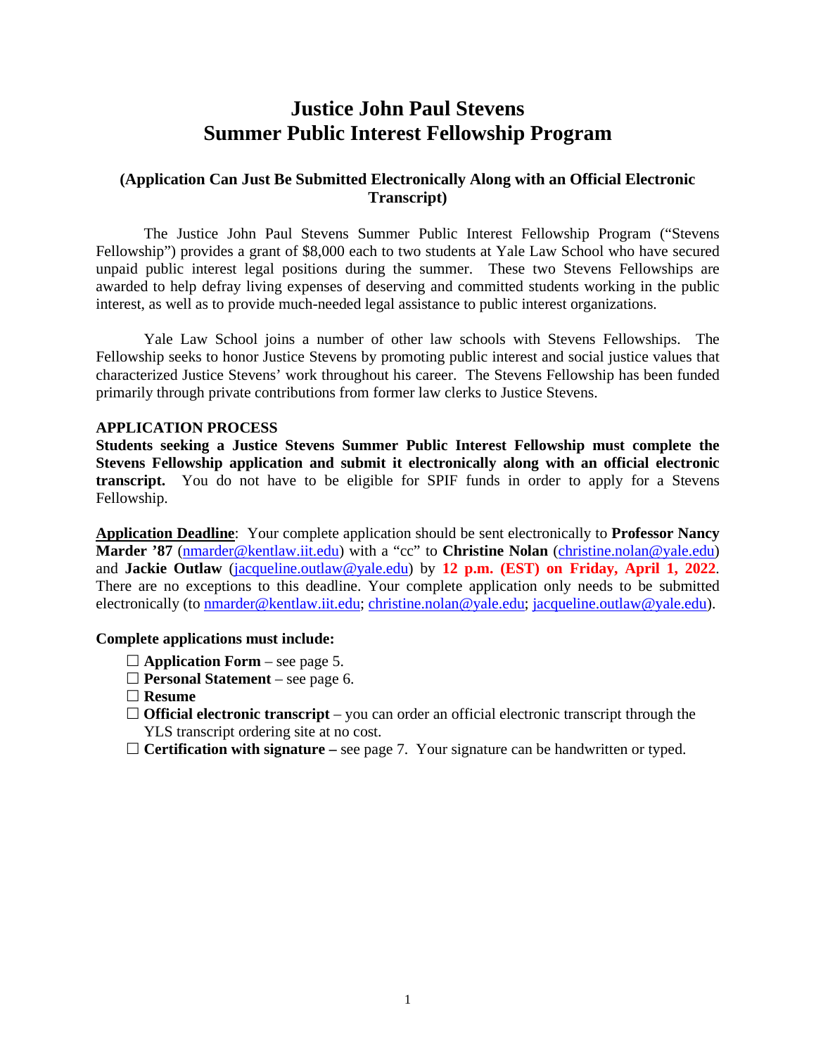# Justice John Paul Stevens
# Summer Public Interest Fellowship Program

### (Application Can Just Be Submitted Electronically Along with an Official Electronic Transcript)

The Justice John Paul Stevens Summer Public Interest Fellowship Program ("Stevens Fellowship") provides a grant of $8,000 each to two students at Yale Law School who have secured unpaid public interest legal positions during the summer. These two Stevens Fellowships are awarded to help defray living expenses of deserving and committed students working in the public interest, as well as to provide much-needed legal assistance to public interest organizations.

Yale Law School joins a number of other law schools with Stevens Fellowships. The Fellowship seeks to honor Justice Stevens by promoting public interest and social justice values that characterized Justice Stevens' work throughout his career. The Stevens Fellowship has been funded primarily through private contributions from former law clerks to Justice Stevens.

**APPLICATION PROCESS**

**Students seeking a Justice Stevens Summer Public Interest Fellowship must complete the Stevens Fellowship application and submit it electronically along with an official electronic transcript.** You do not have to be eligible for SPIF funds in order to apply for a Stevens Fellowship.

**Application Deadline**: Your complete application should be sent electronically to **Professor Nancy Marder '87** (nmarder@kentlaw.iit.edu) with a "cc" to **Christine Nolan** (christine.nolan@yale.edu) and **Jackie Outlaw** (jacqueline.outlaw@yale.edu) by **12 p.m. (EST) on Friday, April 1, 2022**. There are no exceptions to this deadline. Your complete application only needs to be submitted electronically (to nmarder@kentlaw.iit.edu; christine.nolan@yale.edu; jacqueline.outlaw@yale.edu).

**Complete applications must include:**

- ☐ **Application Form** – see page 5.
- ☐ **Personal Statement** – see page 6.
- ☐ **Resume**
- ☐ **Official electronic transcript** – you can order an official electronic transcript through the YLS transcript ordering site at no cost.
- ☐ **Certification with signature –** see page 7. Your signature can be handwritten or typed.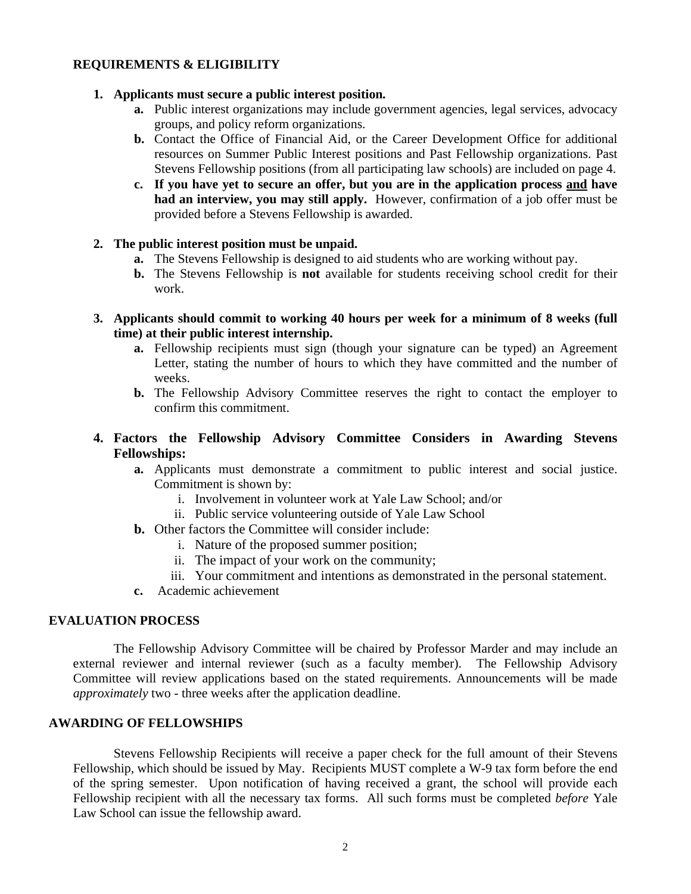## REQUIREMENTS & ELIGIBILITY

1. **Applicants must secure a public interest position.**
   - **a.** Public interest organizations may include government agencies, legal services, advocacy groups, and policy reform organizations.
   - **b.** Contact the Office of Financial Aid, or the Career Development Office for additional resources on Summer Public Interest positions and Past Fellowship organizations. Past Stevens Fellowship positions (from all participating law schools) are included on page 4.
   - **c.** **If you have yet to secure an offer, but you are in the application process <u>and</u> have had an interview, you may still apply.** However, confirmation of a job offer must be provided before a Stevens Fellowship is awarded.

2. **The public interest position must be unpaid.**
   - **a.** The Stevens Fellowship is designed to aid students who are working without pay.
   - **b.** The Stevens Fellowship is **not** available for students receiving school credit for their work.

3. **Applicants should commit to working 40 hours per week for a minimum of 8 weeks (full time) at their public interest internship.**
   - **a.** Fellowship recipients must sign (though your signature can be typed) an Agreement Letter, stating the number of hours to which they have committed and the number of weeks.
   - **b.** The Fellowship Advisory Committee reserves the right to contact the employer to confirm this commitment.

4. **Factors the Fellowship Advisory Committee Considers in Awarding Stevens Fellowships:**
   - **a.** Applicants must demonstrate a commitment to public interest and social justice. Commitment is shown by:
     - i. Involvement in volunteer work at Yale Law School; and/or
     - ii. Public service volunteering outside of Yale Law School
   - **b.** Other factors the Committee will consider include:
     - i. Nature of the proposed summer position;
     - ii. The impact of your work on the community;
     - iii. Your commitment and intentions as demonstrated in the personal statement.
   - **c.** Academic achievement

## EVALUATION PROCESS

The Fellowship Advisory Committee will be chaired by Professor Marder and may include an external reviewer and internal reviewer (such as a faculty member). The Fellowship Advisory Committee will review applications based on the stated requirements. Announcements will be made *approximately* two - three weeks after the application deadline.

## AWARDING OF FELLOWSHIPS

Stevens Fellowship Recipients will receive a paper check for the full amount of their Stevens Fellowship, which should be issued by May. Recipients MUST complete a W-9 tax form before the end of the spring semester. Upon notification of having received a grant, the school will provide each Fellowship recipient with all the necessary tax forms. All such forms must be completed *before* Yale Law School can issue the fellowship award.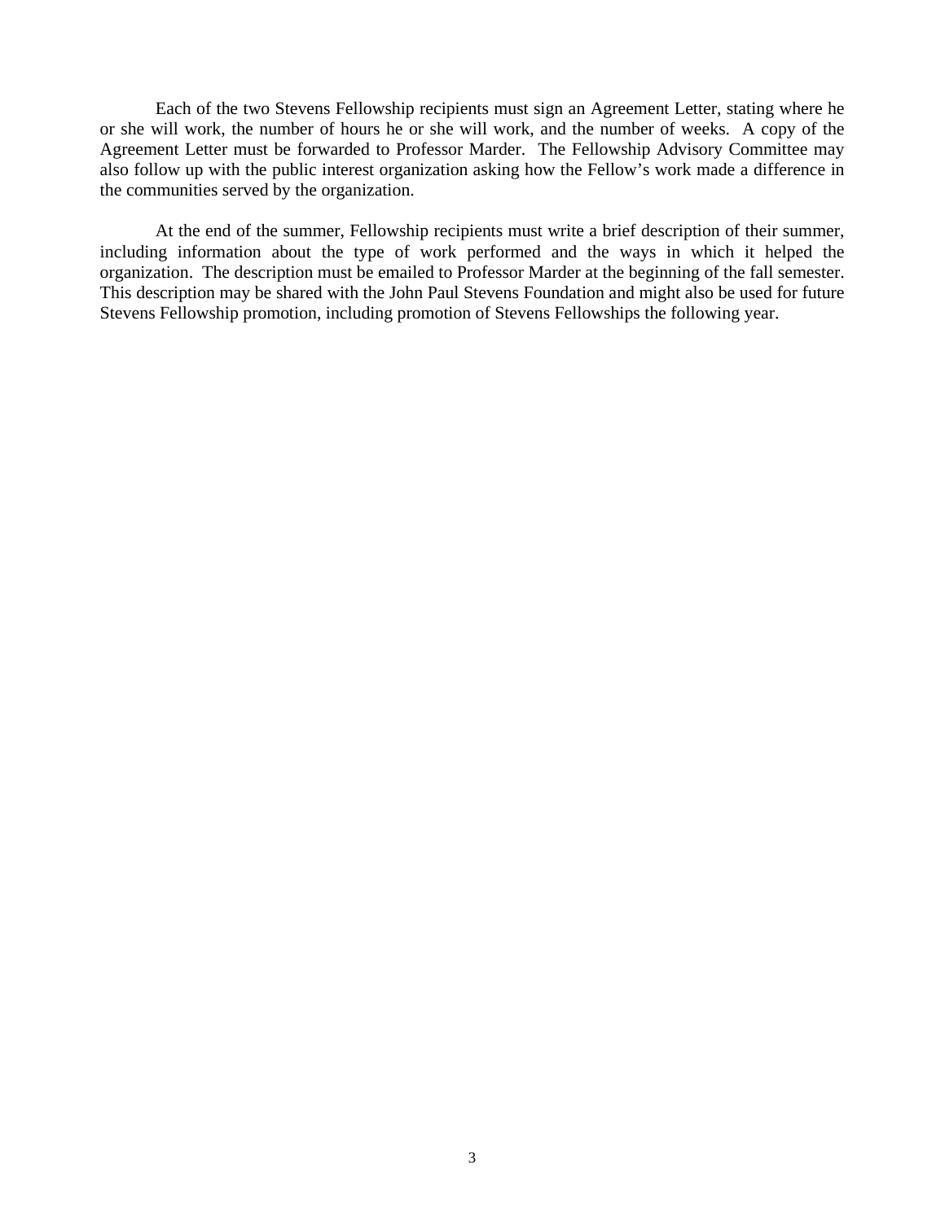Each of the two Stevens Fellowship recipients must sign an Agreement Letter, stating where he or she will work, the number of hours he or she will work, and the number of weeks. A copy of the Agreement Letter must be forwarded to Professor Marder. The Fellowship Advisory Committee may also follow up with the public interest organization asking how the Fellow's work made a difference in the communities served by the organization.

At the end of the summer, Fellowship recipients must write a brief description of their summer, including information about the type of work performed and the ways in which it helped the organization. The description must be emailed to Professor Marder at the beginning of the fall semester. This description may be shared with the John Paul Stevens Foundation and might also be used for future Stevens Fellowship promotion, including promotion of Stevens Fellowships the following year.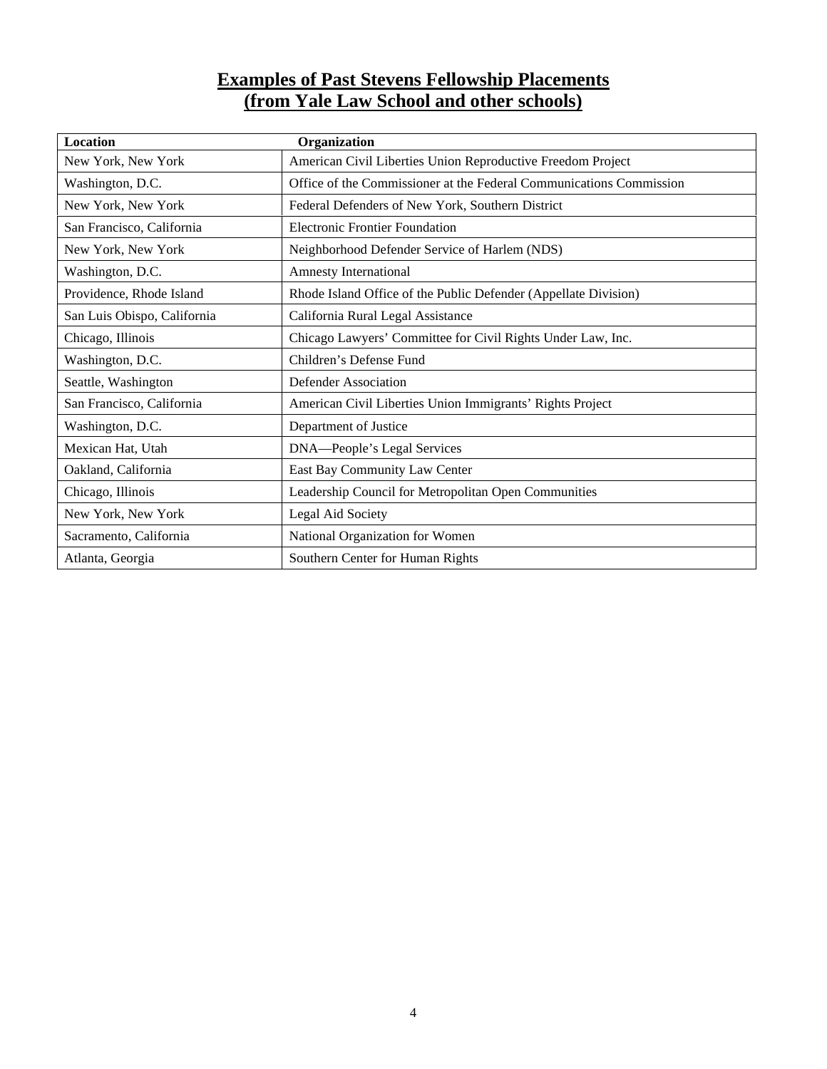# Examples of Past Stevens Fellowship Placements (from Yale Law School and other schools)

| Location | Organization |
| --- | --- |
| New York, New York | American Civil Liberties Union Reproductive Freedom Project |
| Washington, D.C. | Office of the Commissioner at the Federal Communications Commission |
| New York, New York | Federal Defenders of New York, Southern District |
| San Francisco, California | Electronic Frontier Foundation |
| New York, New York | Neighborhood Defender Service of Harlem (NDS) |
| Washington, D.C. | Amnesty International |
| Providence, Rhode Island | Rhode Island Office of the Public Defender (Appellate Division) |
| San Luis Obispo, California | California Rural Legal Assistance |
| Chicago, Illinois | Chicago Lawyers' Committee for Civil Rights Under Law, Inc. |
| Washington, D.C. | Children's Defense Fund |
| Seattle, Washington | Defender Association |
| San Francisco, California | American Civil Liberties Union Immigrants' Rights Project |
| Washington, D.C. | Department of Justice |
| Mexican Hat, Utah | DNA—People's Legal Services |
| Oakland, California | East Bay Community Law Center |
| Chicago, Illinois | Leadership Council for Metropolitan Open Communities |
| New York, New York | Legal Aid Society |
| Sacramento, California | National Organization for Women |
| Atlanta, Georgia | Southern Center for Human Rights |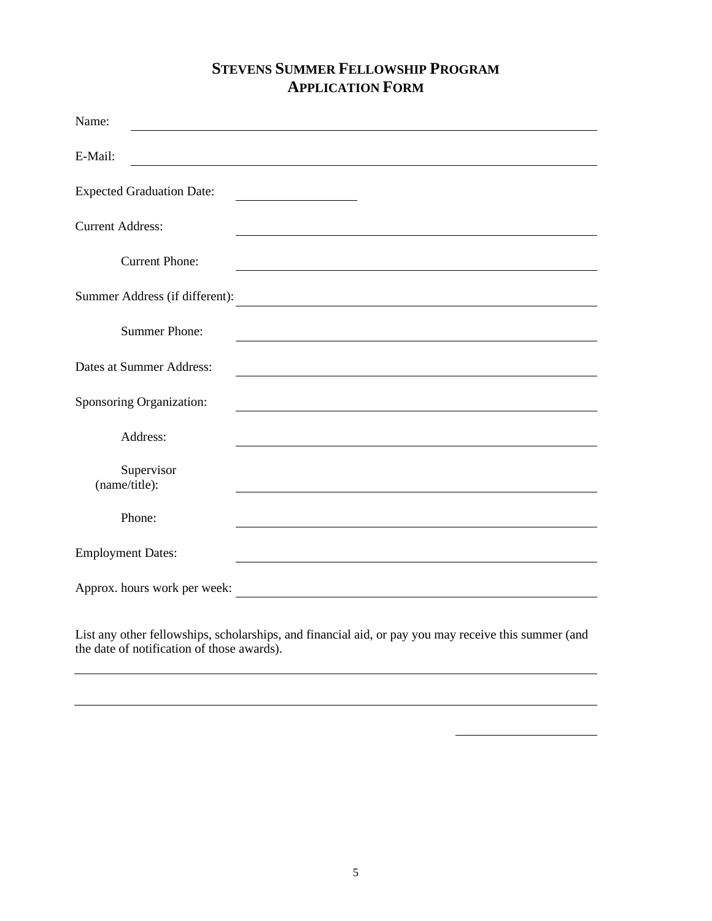# STEVENS SUMMER FELLOWSHIP PROGRAM
# APPLICATION FORM

Name: ______________________________

E-Mail: ______________________________

Expected Graduation Date: ______________

Current Address: ______________________________

Current Phone: ______________________________

Summer Address (if different): ______________________________

Summer Phone: ______________________________

Dates at Summer Address: ______________________________

Sponsoring Organization: ______________________________

Address: ______________________________

Supervisor (name/title): ______________________________

Phone: ______________________________

Employment Dates: ______________________________

Approx. hours work per week: ______________________________

List any other fellowships, scholarships, and financial aid, or pay you may receive this summer (and the date of notification of those awards).

______________________________________________________________

______________________________________________________________

______________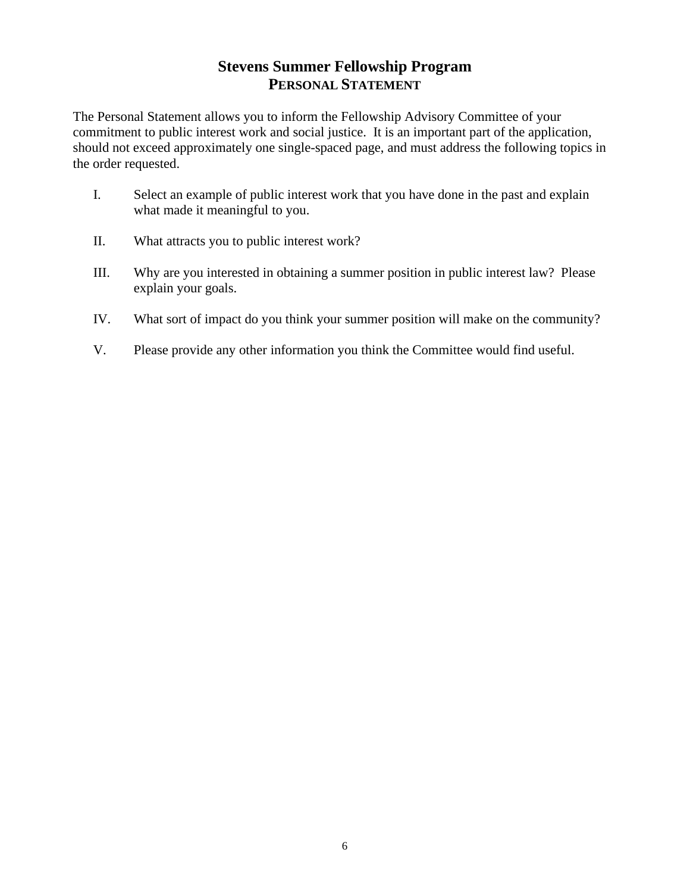# Stevens Summer Fellowship Program

## PERSONAL STATEMENT

The Personal Statement allows you to inform the Fellowship Advisory Committee of your commitment to public interest work and social justice. It is an important part of the application, should not exceed approximately one single-spaced page, and must address the following topics in the order requested.

I. Select an example of public interest work that you have done in the past and explain what made it meaningful to you.

II. What attracts you to public interest work?

III. Why are you interested in obtaining a summer position in public interest law? Please explain your goals.

IV. What sort of impact do you think your summer position will make on the community?

V. Please provide any other information you think the Committee would find useful.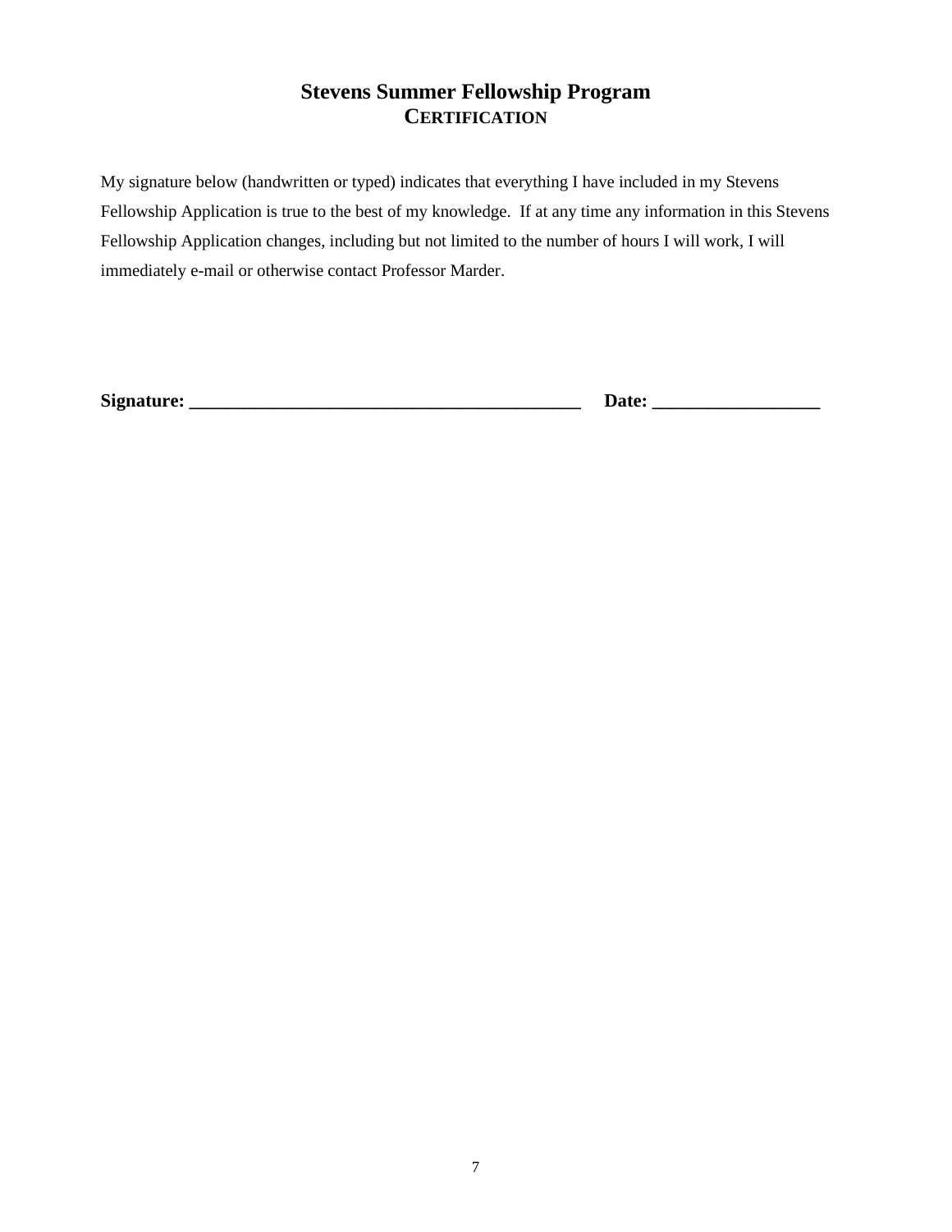# Stevens Summer Fellowship Program
## CERTIFICATION

My signature below (handwritten or typed) indicates that everything I have included in my Stevens Fellowship Application is true to the best of my knowledge. If at any time any information in this Stevens Fellowship Application changes, including but not limited to the number of hours I will work, I will immediately e-mail or otherwise contact Professor Marder.

**Signature: ___________________________________________ Date: __________________**